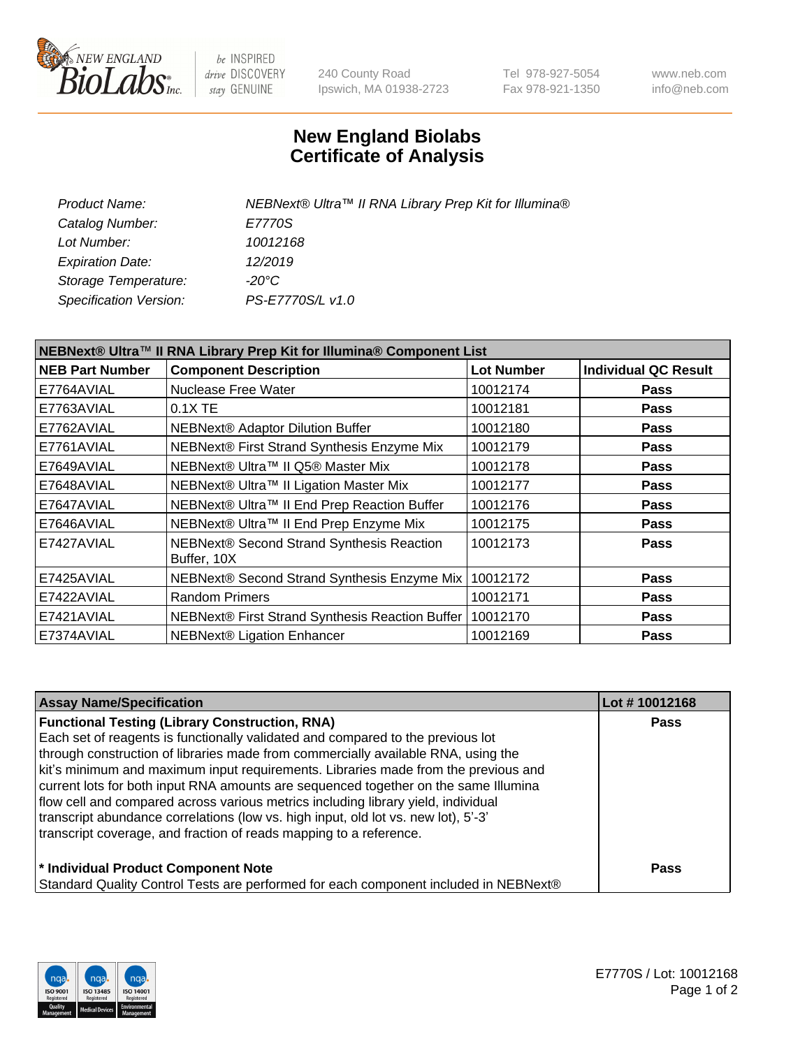# New England Biolabs
# Certificate of Analysis

| | |
|---|---|
| *Product Name:* | *NEBNext® Ultra™ II RNA Library Prep Kit for Illumina®* |
| *Catalog Number:* | *E7770S* |
| *Lot Number:* | *10012168* |
| *Expiration Date:* | *12/2019* |
| *Storage Temperature:* | *-20°C* |
| *Specification Version:* | *PS-E7770S/L v1.0* |

| NEBNext® Ultra™ II RNA Library Prep Kit for Illumina® Component List | | | |
|---|---|---|---|
| **NEB Part Number** | **Component Description** | **Lot Number** | **Individual QC Result** |
| E7764AVIAL | Nuclease Free Water | 10012174 | **Pass** |
| E7763AVIAL | 0.1X TE | 10012181 | **Pass** |
| E7762AVIAL | NEBNext® Adaptor Dilution Buffer | 10012180 | **Pass** |
| E7761AVIAL | NEBNext® First Strand Synthesis Enzyme Mix | 10012179 | **Pass** |
| E7649AVIAL | NEBNext® Ultra™ II Q5® Master Mix | 10012178 | **Pass** |
| E7648AVIAL | NEBNext® Ultra™ II Ligation Master Mix | 10012177 | **Pass** |
| E7647AVIAL | NEBNext® Ultra™ II End Prep Reaction Buffer | 10012176 | **Pass** |
| E7646AVIAL | NEBNext® Ultra™ II End Prep Enzyme Mix | 10012175 | **Pass** |
| E7427AVIAL | NEBNext® Second Strand Synthesis Reaction Buffer, 10X | 10012173 | **Pass** |
| E7425AVIAL | NEBNext® Second Strand Synthesis Enzyme Mix | 10012172 | **Pass** |
| E7422AVIAL | Random Primers | 10012171 | **Pass** |
| E7421AVIAL | NEBNext® First Strand Synthesis Reaction Buffer | 10012170 | **Pass** |
| E7374AVIAL | NEBNext® Ligation Enhancer | 10012169 | **Pass** |

| Assay Name/Specification | Lot # 10012168 |
|---|---|
| **Functional Testing (Library Construction, RNA)**<br>Each set of reagents is functionally validated and compared to the previous lot through construction of libraries made from commercially available RNA, using the kit's minimum and maximum input requirements. Libraries made from the previous and current lots for both input RNA amounts are sequenced together on the same Illumina flow cell and compared across various metrics including library yield, individual transcript abundance correlations (low vs. high input, old lot vs. new lot), 5'-3' transcript coverage, and fraction of reads mapping to a reference. | **Pass** |
| **\* Individual Product Component Note**<br>Standard Quality Control Tests are performed for each component included in NEBNext® | **Pass** |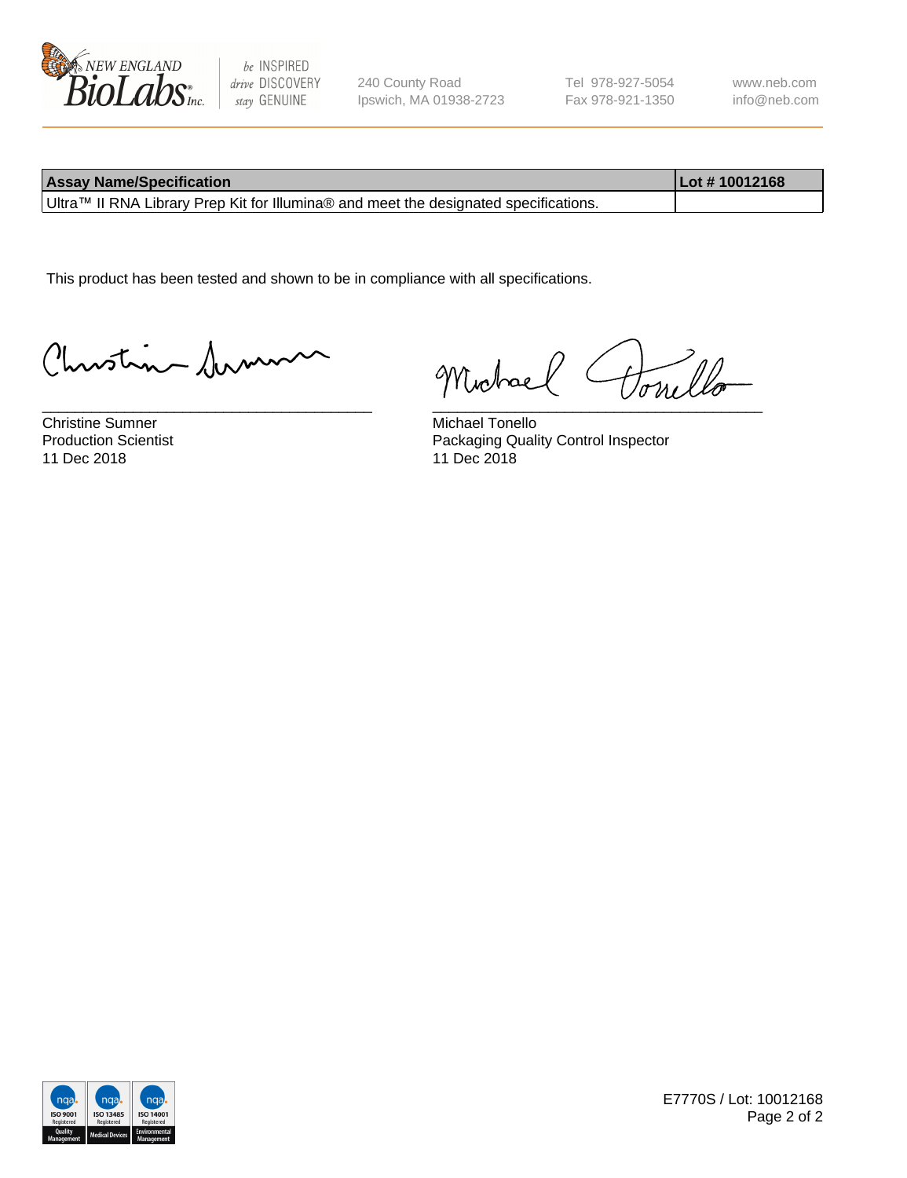| Assay Name/Specification | Lot # 10012168 |
| --- | --- |
| Ultra™ II RNA Library Prep Kit for Illumina® and meet the designated specifications. | |

This product has been tested and shown to be in compliance with all specifications.

Christine Sumner
Production Scientist
11 Dec 2018

Michael Tonello
Packaging Quality Control Inspector
11 Dec 2018

E7770S / Lot: 10012168